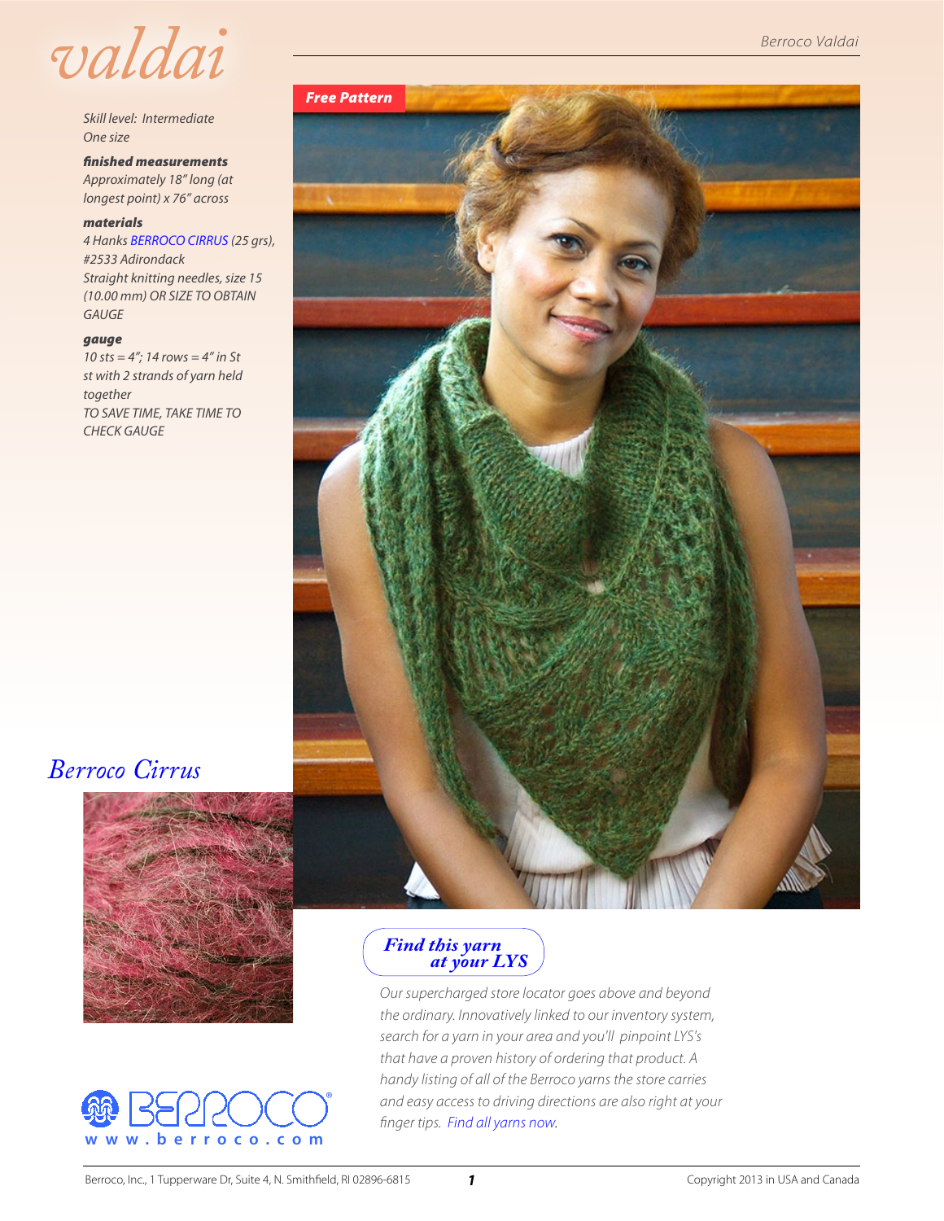# valdai

Skill level: Intermediate
One size

**finished measurements**
Approximately 18" long (at longest point) x 76" across

**materials**
4 Hanks BERROCO CIRRUS (25 grs), #2533 Adirondack
Straight knitting needles, size 15 (10.00 mm) OR SIZE TO OBTAIN GAUGE

**gauge**
10 sts = 4"; 14 rows = 4" in St st with 2 strands of yarn held together
TO SAVE TIME, TAKE TIME TO CHECK GAUGE

Free Pattern

## Berroco Cirrus

## Find this yarn at your LYS

Our supercharged store locator goes above and beyond the ordinary. Innovatively linked to our inventory system, search for a yarn in your area and you'll pinpoint LYS's that have a proven history of ordering that product. A handy listing of all of the Berroco yarns the store carries and easy access to driving directions are also right at your finger tips. Find all yarns now.

BERROCO®
www.berroco.com

Berroco, Inc., 1 Tupperware Dr, Suite 4, N. Smithfield, RI 02896-6815

Copyright 2013 in USA and Canada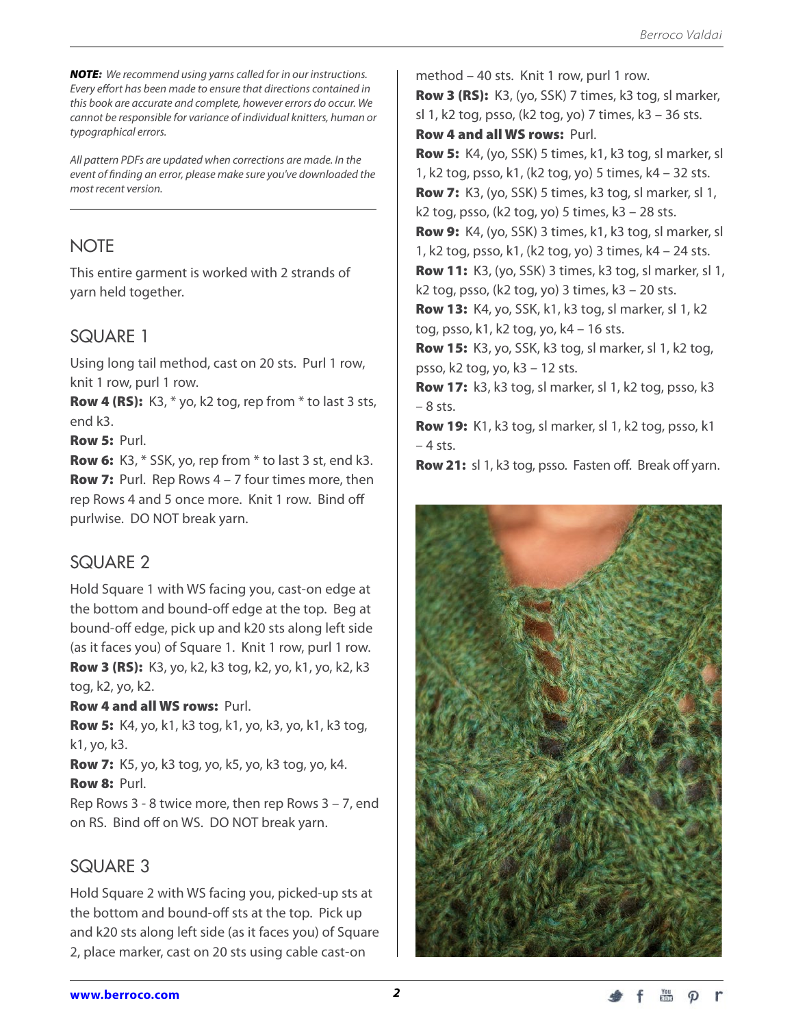***NOTE:*** *We recommend using yarns called for in our instructions. Every effort has been made to ensure that directions contained in this book are accurate and complete, however errors do occur. We cannot be responsible for variance of individual knitters, human or typographical errors.*

*All pattern PDFs are updated when corrections are made. In the event of finding an error, please make sure you've downloaded the most recent version.*

## NOTE

This entire garment is worked with 2 strands of yarn held together.

## SQUARE 1

Using long tail method, cast on 20 sts. Purl 1 row, knit 1 row, purl 1 row.

**Row 4 (RS):** K3, * yo, k2 tog, rep from * to last 3 sts, end k3.

**Row 5:** Purl.

**Row 6:** K3, * SSK, yo, rep from * to last 3 st, end k3.

**Row 7:** Purl. Rep Rows 4 – 7 four times more, then rep Rows 4 and 5 once more. Knit 1 row. Bind off purlwise. DO NOT break yarn.

## SQUARE 2

Hold Square 1 with WS facing you, cast-on edge at the bottom and bound-off edge at the top. Beg at bound-off edge, pick up and k20 sts along left side (as it faces you) of Square 1. Knit 1 row, purl 1 row.

**Row 3 (RS):** K3, yo, k2, k3 tog, k2, yo, k1, yo, k2, k3 tog, k2, yo, k2.

**Row 4 and all WS rows:** Purl.

**Row 5:** K4, yo, k1, k3 tog, k1, yo, k3, yo, k1, k3 tog, k1, yo, k3.

**Row 7:** K5, yo, k3 tog, yo, k5, yo, k3 tog, yo, k4.

**Row 8:** Purl.

Rep Rows 3 - 8 twice more, then rep Rows 3 – 7, end on RS. Bind off on WS. DO NOT break yarn.

## SQUARE 3

Hold Square 2 with WS facing you, picked-up sts at the bottom and bound-off sts at the top. Pick up and k20 sts along left side (as it faces you) of Square 2, place marker, cast on 20 sts using cable cast-on method – 40 sts. Knit 1 row, purl 1 row.

**Row 3 (RS):** K3, (yo, SSK) 7 times, k3 tog, sl marker, sl 1, k2 tog, psso, (k2 tog, yo) 7 times, k3 – 36 sts.

**Row 4 and all WS rows:** Purl.

**Row 5:** K4, (yo, SSK) 5 times, k1, k3 tog, sl marker, sl 1, k2 tog, psso, k1, (k2 tog, yo) 5 times, k4 – 32 sts.

**Row 7:** K3, (yo, SSK) 5 times, k3 tog, sl marker, sl 1, k2 tog, psso, (k2 tog, yo) 5 times, k3 – 28 sts.

**Row 9:** K4, (yo, SSK) 3 times, k1, k3 tog, sl marker, sl 1, k2 tog, psso, k1, (k2 tog, yo) 3 times, k4 – 24 sts.

**Row 11:** K3, (yo, SSK) 3 times, k3 tog, sl marker, sl 1, k2 tog, psso, (k2 tog, yo) 3 times, k3 – 20 sts.

**Row 13:** K4, yo, SSK, k1, k3 tog, sl marker, sl 1, k2 tog, psso, k1, k2 tog, yo, k4 – 16 sts.

**Row 15:** K3, yo, SSK, k3 tog, sl marker, sl 1, k2 tog, psso, k2 tog, yo, k3 – 12 sts.

**Row 17:** k3, k3 tog, sl marker, sl 1, k2 tog, psso, k3 – 8 sts.

**Row 19:** K1, k3 tog, sl marker, sl 1, k2 tog, psso, k1 – 4 sts.

**Row 21:** sl 1, k3 tog, psso. Fasten off. Break off yarn.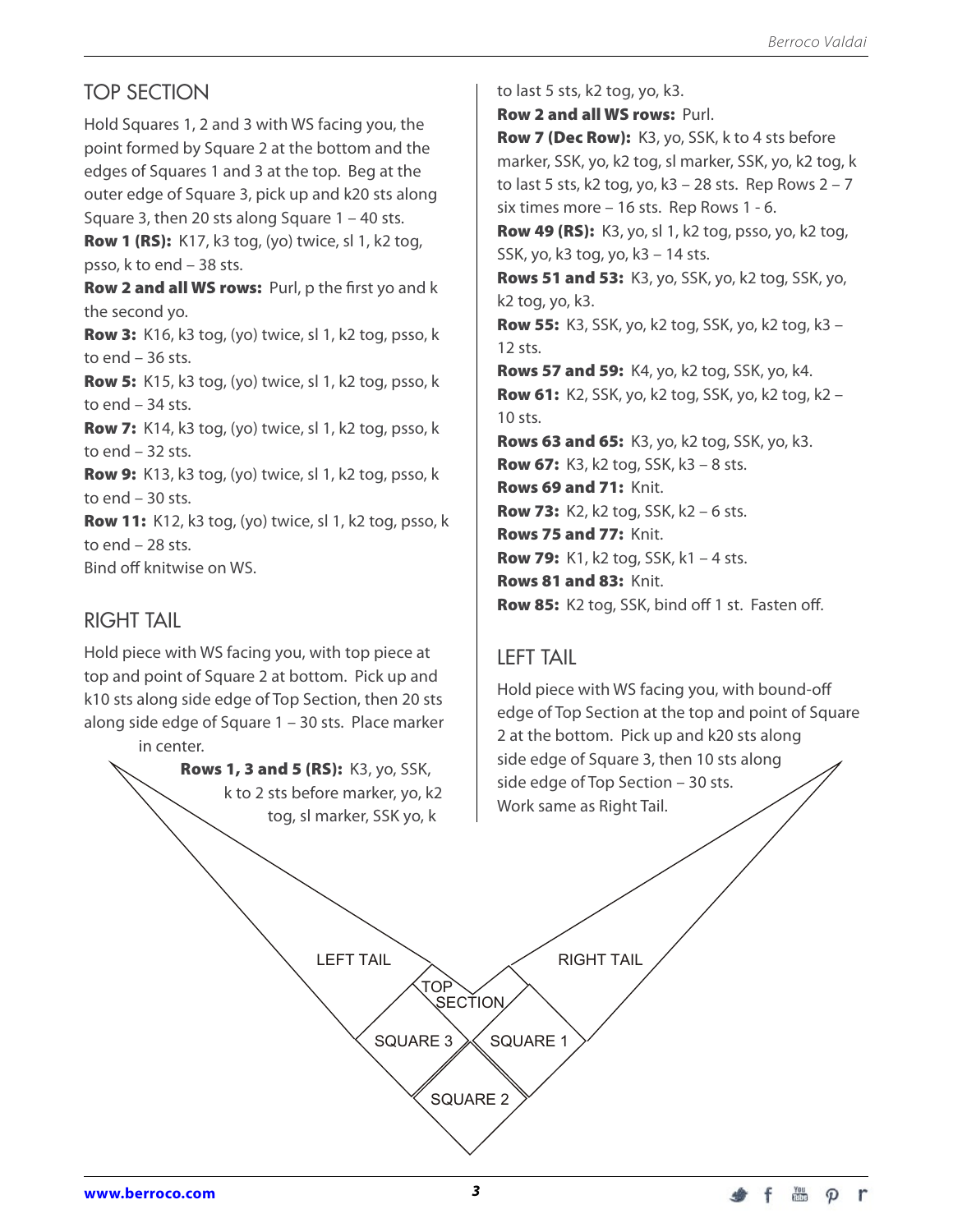## TOP SECTION

Hold Squares 1, 2 and 3 with WS facing you, the point formed by Square 2 at the bottom and the edges of Squares 1 and 3 at the top. Beg at the outer edge of Square 3, pick up and k20 sts along Square 3, then 20 sts along Square 1 – 40 sts.

**Row 1 (RS):** K17, k3 tog, (yo) twice, sl 1, k2 tog, psso, k to end – 38 sts.

**Row 2 and all WS rows:** Purl, p the first yo and k the second yo.

**Row 3:** K16, k3 tog, (yo) twice, sl 1, k2 tog, psso, k to end – 36 sts.

**Row 5:** K15, k3 tog, (yo) twice, sl 1, k2 tog, psso, k to end – 34 sts.

**Row 7:** K14, k3 tog, (yo) twice, sl 1, k2 tog, psso, k to end – 32 sts.

**Row 9:** K13, k3 tog, (yo) twice, sl 1, k2 tog, psso, k to end – 30 sts.

**Row 11:** K12, k3 tog, (yo) twice, sl 1, k2 tog, psso, k to end – 28 sts.

Bind off knitwise on WS.

## RIGHT TAIL

Hold piece with WS facing you, with top piece at top and point of Square 2 at bottom. Pick up and k10 sts along side edge of Top Section, then 20 sts along side edge of Square 1 – 30 sts. Place marker in center.

**Rows 1, 3 and 5 (RS):** K3, yo, SSK, k to 2 sts before marker, yo, k2 tog, sl marker, SSK yo, k to last 5 sts, k2 tog, yo, k3.

**Row 2 and all WS rows:** Purl.

**Row 7 (Dec Row):** K3, yo, SSK, k to 4 sts before marker, SSK, yo, k2 tog, sl marker, SSK, yo, k2 tog, k to last 5 sts, k2 tog, yo, k3 – 28 sts. Rep Rows 2 – 7 six times more – 16 sts. Rep Rows 1 - 6.

**Row 49 (RS):** K3, yo, sl 1, k2 tog, psso, yo, k2 tog, SSK, yo, k3 tog, yo, k3 – 14 sts.

**Rows 51 and 53:** K3, yo, SSK, yo, k2 tog, SSK, yo, k2 tog, yo, k3.

**Row 55:** K3, SSK, yo, k2 tog, SSK, yo, k2 tog, k3 – 12 sts.

**Rows 57 and 59:** K4, yo, k2 tog, SSK, yo, k4.

**Row 61:** K2, SSK, yo, k2 tog, SSK, yo, k2 tog, k2 – 10 sts.

**Rows 63 and 65:** K3, yo, k2 tog, SSK, yo, k3.

**Row 67:** K3, k2 tog, SSK, k3 – 8 sts.

**Rows 69 and 71:** Knit.

**Row 73:** K2, k2 tog, SSK, k2 – 6 sts.

**Rows 75 and 77:** Knit.

**Row 79:** K1, k2 tog, SSK, k1 – 4 sts.

**Rows 81 and 83:** Knit.

**Row 85:** K2 tog, SSK, bind off 1 st. Fasten off.

## LEFT TAIL

Hold piece with WS facing you, with bound-off edge of Top Section at the top and point of Square 2 at the bottom. Pick up and k20 sts along side edge of Square 3, then 10 sts along side edge of Top Section – 30 sts.

Work same as Right Tail.

LEFT TAIL
RIGHT TAIL
TOP SECTION
SQUARE 3
SQUARE 1
SQUARE 2